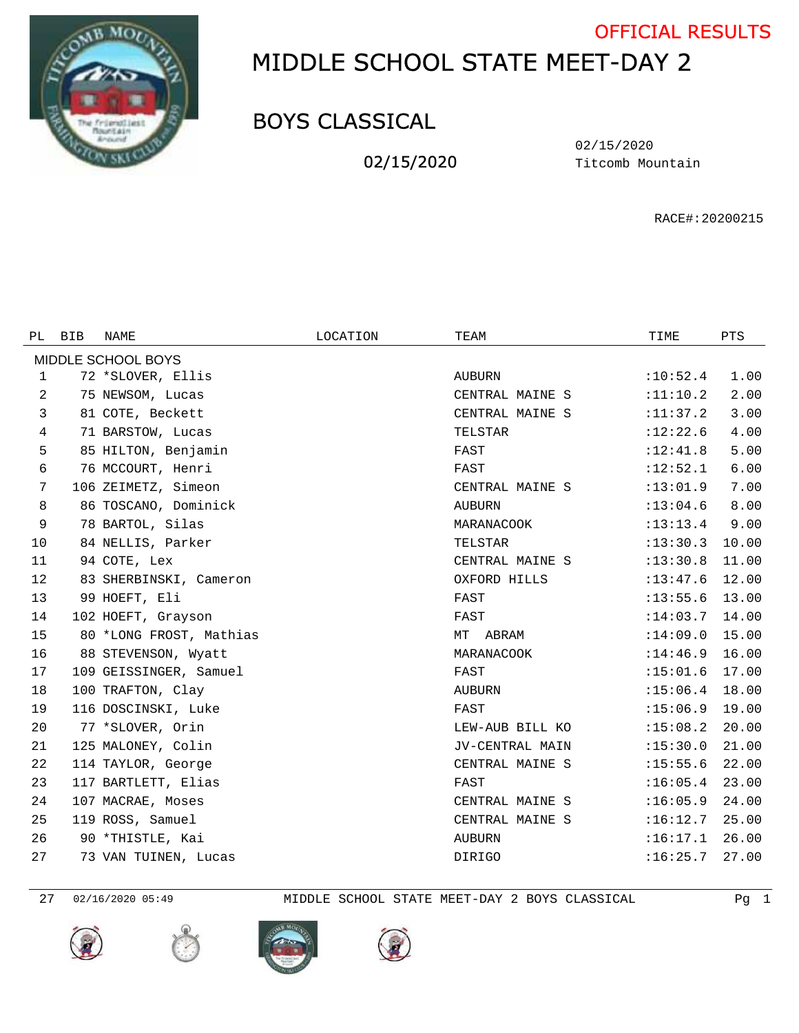OFFICIAL RESULTS

# MIDDLE SCHOOL STATE MEET-DAY 2

## BOYS CLASSICAL

02/15/2020

02/15/2020
Titcomb Mountain

RACE#:20200215

| PL | BIB | NAME | LOCATION | TEAM | TIME | PTS |
|---|---|---|---|---|---|---|
| MIDDLE SCHOOL BOYS | | | | | | |
| 1 | 72 | *SLOVER, Ellis | | AUBURN | :10:52.4 | 1.00 |
| 2 | 75 | NEWSOM, Lucas | | CENTRAL MAINE S | :11:10.2 | 2.00 |
| 3 | 81 | COTE, Beckett | | CENTRAL MAINE S | :11:37.2 | 3.00 |
| 4 | 71 | BARSTOW, Lucas | | TELSTAR | :12:22.6 | 4.00 |
| 5 | 85 | HILTON, Benjamin | | FAST | :12:41.8 | 5.00 |
| 6 | 76 | MCCOURT, Henri | | FAST | :12:52.1 | 6.00 |
| 7 | 106 | ZEIMETZ, Simeon | | CENTRAL MAINE S | :13:01.9 | 7.00 |
| 8 | 86 | TOSCANO, Dominick | | AUBURN | :13:04.6 | 8.00 |
| 9 | 78 | BARTOL, Silas | | MARANACOOK | :13:13.4 | 9.00 |
| 10 | 84 | NELLIS, Parker | | TELSTAR | :13:30.3 | 10.00 |
| 11 | 94 | COTE, Lex | | CENTRAL MAINE S | :13:30.8 | 11.00 |
| 12 | 83 | SHERBINSKI, Cameron | | OXFORD HILLS | :13:47.6 | 12.00 |
| 13 | 99 | HOEFT, Eli | | FAST | :13:55.6 | 13.00 |
| 14 | 102 | HOEFT, Grayson | | FAST | :14:03.7 | 14.00 |
| 15 | 80 | *LONG FROST, Mathias | | MT ABRAM | :14:09.0 | 15.00 |
| 16 | 88 | STEVENSON, Wyatt | | MARANACOOK | :14:46.9 | 16.00 |
| 17 | 109 | GEISSINGER, Samuel | | FAST | :15:01.6 | 17.00 |
| 18 | 100 | TRAFTON, Clay | | AUBURN | :15:06.4 | 18.00 |
| 19 | 116 | DOSCINSKI, Luke | | FAST | :15:06.9 | 19.00 |
| 20 | 77 | *SLOVER, Orin | | LEW-AUB BILL KO | :15:08.2 | 20.00 |
| 21 | 125 | MALONEY, Colin | | JV-CENTRAL MAIN | :15:30.0 | 21.00 |
| 22 | 114 | TAYLOR, George | | CENTRAL MAINE S | :15:55.6 | 22.00 |
| 23 | 117 | BARTLETT, Elias | | FAST | :16:05.4 | 23.00 |
| 24 | 107 | MACRAE, Moses | | CENTRAL MAINE S | :16:05.9 | 24.00 |
| 25 | 119 | ROSS, Samuel | | CENTRAL MAINE S | :16:12.7 | 25.00 |
| 26 | 90 | *THISTLE, Kai | | AUBURN | :16:17.1 | 26.00 |
| 27 | 73 | VAN TUINEN, Lucas | | DIRIGO | :16:25.7 | 27.00 |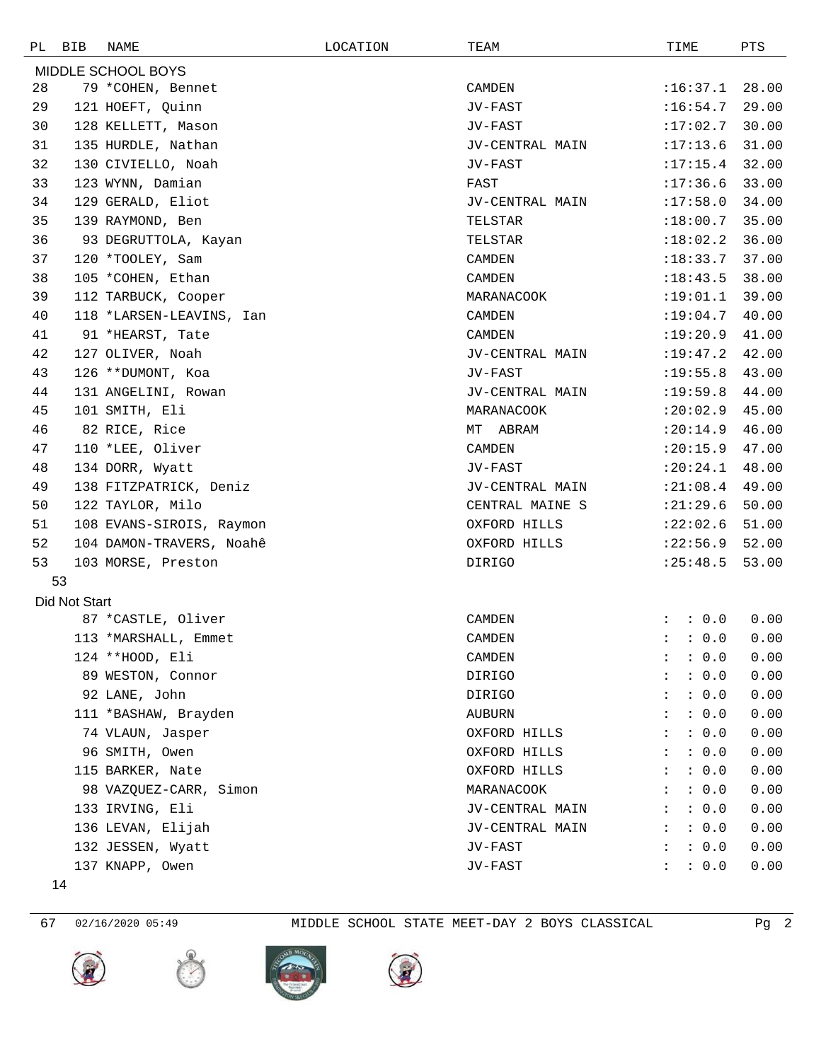| PL | BIB | NAME | LOCATION | TEAM | TIME | PTS |
|---|---|---|---|---|---|---|
| MIDDLE SCHOOL BOYS | | | | | | |
| 28 | 79 | *COHEN, Bennet | | CAMDEN | :16:37.1 | 28.00 |
| 29 | 121 | HOEFT, Quinn | | JV-FAST | :16:54.7 | 29.00 |
| 30 | 128 | KELLETT, Mason | | JV-FAST | :17:02.7 | 30.00 |
| 31 | 135 | HURDLE, Nathan | | JV-CENTRAL MAIN | :17:13.6 | 31.00 |
| 32 | 130 | CIVIELLO, Noah | | JV-FAST | :17:15.4 | 32.00 |
| 33 | 123 | WYNN, Damian | | FAST | :17:36.6 | 33.00 |
| 34 | 129 | GERALD, Eliot | | JV-CENTRAL MAIN | :17:58.0 | 34.00 |
| 35 | 139 | RAYMOND, Ben | | TELSTAR | :18:00.7 | 35.00 |
| 36 | 93 | DEGRUTTOLA, Kayan | | TELSTAR | :18:02.2 | 36.00 |
| 37 | 120 | *TOOLEY, Sam | | CAMDEN | :18:33.7 | 37.00 |
| 38 | 105 | *COHEN, Ethan | | CAMDEN | :18:43.5 | 38.00 |
| 39 | 112 | TARBUCK, Cooper | | MARANACOOK | :19:01.1 | 39.00 |
| 40 | 118 | *LARSEN-LEAVINS, Ian | | CAMDEN | :19:04.7 | 40.00 |
| 41 | 91 | *HEARST, Tate | | CAMDEN | :19:20.9 | 41.00 |
| 42 | 127 | OLIVER, Noah | | JV-CENTRAL MAIN | :19:47.2 | 42.00 |
| 43 | 126 | **DUMONT, Koa | | JV-FAST | :19:55.8 | 43.00 |
| 44 | 131 | ANGELINI, Rowan | | JV-CENTRAL MAIN | :19:59.8 | 44.00 |
| 45 | 101 | SMITH, Eli | | MARANACOOK | :20:02.9 | 45.00 |
| 46 | 82 | RICE, Rice | | MT ABRAM | :20:14.9 | 46.00 |
| 47 | 110 | *LEE, Oliver | | CAMDEN | :20:15.9 | 47.00 |
| 48 | 134 | DORR, Wyatt | | JV-FAST | :20:24.1 | 48.00 |
| 49 | 138 | FITZPATRICK, Deniz | | JV-CENTRAL MAIN | :21:08.4 | 49.00 |
| 50 | 122 | TAYLOR, Milo | | CENTRAL MAINE S | :21:29.6 | 50.00 |
| 51 | 108 | EVANS-SIROIS, Raymon | | OXFORD HILLS | :22:02.6 | 51.00 |
| 52 | 104 | DAMON-TRAVERS, Noahê | | OXFORD HILLS | :22:56.9 | 52.00 |
| 53 | 103 | MORSE, Preston | | DIRIGO | :25:48.5 | 53.00 |
| 53 | | | | | | |
| Did Not Start | | | | | | |
| | 87 | *CASTLE, Oliver | | CAMDEN | : : 0.0 | 0.00 |
| | 113 | *MARSHALL, Emmet | | CAMDEN | : : 0.0 | 0.00 |
| | 124 | **HOOD, Eli | | CAMDEN | : : 0.0 | 0.00 |
| | 89 | WESTON, Connor | | DIRIGO | : : 0.0 | 0.00 |
| | 92 | LANE, John | | DIRIGO | : : 0.0 | 0.00 |
| | 111 | *BASHAW, Brayden | | AUBURN | : : 0.0 | 0.00 |
| | 74 | VLAUN, Jasper | | OXFORD HILLS | : : 0.0 | 0.00 |
| | 96 | SMITH, Owen | | OXFORD HILLS | : : 0.0 | 0.00 |
| | 115 | BARKER, Nate | | OXFORD HILLS | : : 0.0 | 0.00 |
| | 98 | VAZQUEZ-CARR, Simon | | MARANACOOK | : : 0.0 | 0.00 |
| | 133 | IRVING, Eli | | JV-CENTRAL MAIN | : : 0.0 | 0.00 |
| | 136 | LEVAN, Elijah | | JV-CENTRAL MAIN | : : 0.0 | 0.00 |
| | 132 | JESSEN, Wyatt | | JV-FAST | : : 0.0 | 0.00 |
| | 137 | KNAPP, Owen | | JV-FAST | : : 0.0 | 0.00 |
| 14 | | | | | | |

67 02/16/2020 05:49 MIDDLE SCHOOL STATE MEET-DAY 2 BOYS CLASSICAL